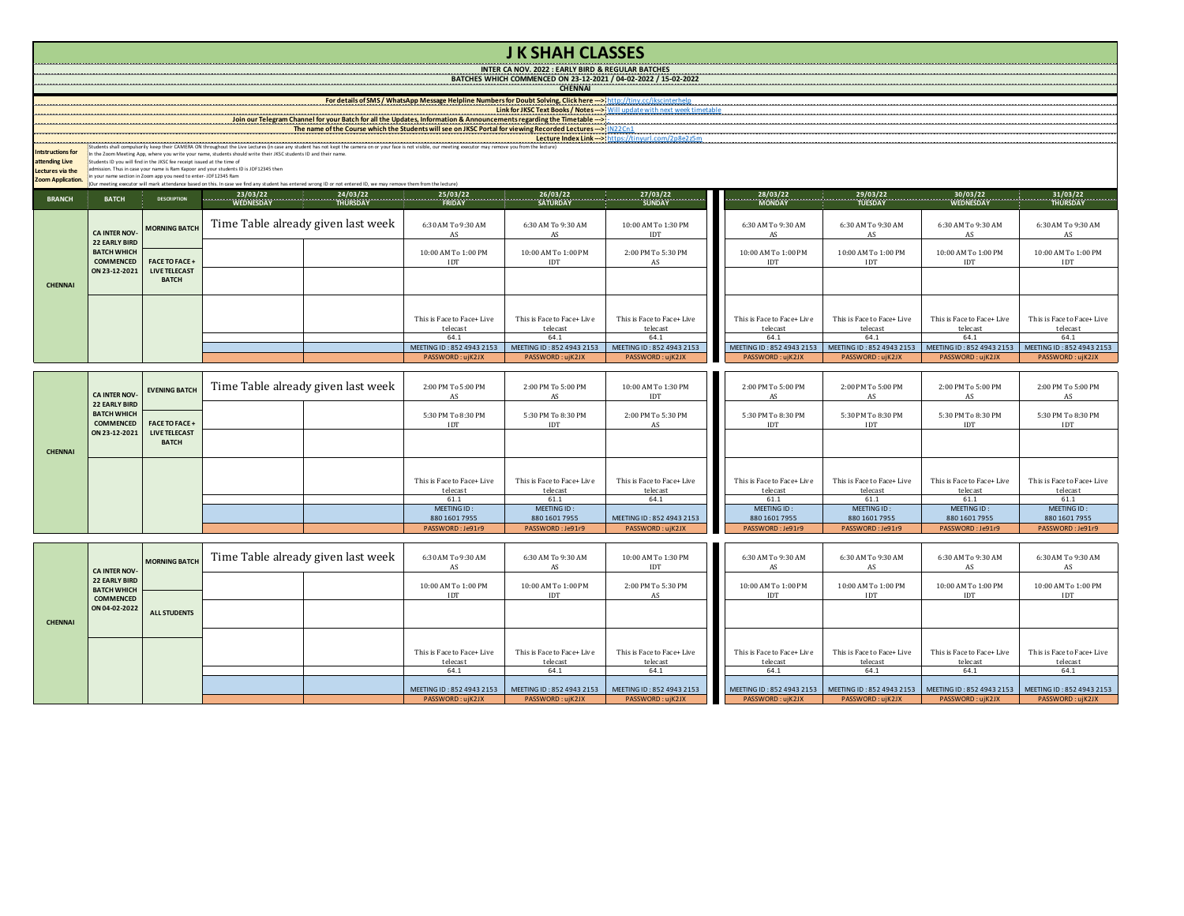# J K SHAH CLASSES

**INTER CA NOV. 2022 : EARLY BIRD & REGULAR BATCHES**

**BATCHES WHICH COMMENCED ON 23-12-2021 / 04-02-2022 / 15-02-2022**

**CHENNAI**

For details of SMS / WhatsApp Message Helpline Numbers for Doubt Solving, Click here ---> http://tiny.cc/jkscinterhelp

Link for JKSC Text Books / Notes ---> Will update with next week timetable

Join our Telegram Channel for your Batch for all the Updates, Information & Announcements regarding the Timetable ---> :

The name of the Course which the Students will see on JKSC Portal for viewing Recorded Lectures ---> IN22Cn1

Lecture Index Link ---> https://tinyurl.com/2p8e2z5m

**Intstructions for attending Live Lectures via the Zoom Application.**

Students shall compulsorily keep their CAMERA ON throughout the Live Lectures (in case any student has not kept the camera on or your face is not visible, our meeting executor may remove you from the lecture)
In the Zoom Meeting App, where you write your name, students should write their JKSC students ID and their name.
Students ID you will find in the JKSC fee receipt issued at the time of admission. Thus in case your name is Ram Kapoor and your students ID is JDF12345 then in your name section in Zoom app you need to enter- JDF12345 Ram
(Our meeting executor will mark attendance based on this. In case we find any student has entered wrong ID or not entered ID, we may remove them from the lecture)

| BRANCH | BATCH | DESCRIPTION | 23/03/22 WEDNESDAY | 24/03/22 THURSDAY | 25/03/22 FRIDAY | 26/03/22 SATURDAY | 27/03/22 SUNDAY | 28/03/22 MONDAY | 29/03/22 TUESDAY | 30/03/22 WEDNESDAY | 31/03/22 THURSDAY |
|---|---|---|---|---|---|---|---|---|---|---|---|
| CHENNAI | CA INTER NOV-22 EARLY BIRD BATCH WHICH COMMENCED ON 23-12-2021 | MORNING BATCH | Time Table already given last week | | 6:30 AM To 9:30 AM AS | 6:30 AM To 9:30 AM AS | 10:00 AM To 1:30 PM IDT | 6:30 AM To 9:30 AM AS | 6:30 AM To 9:30 AM AS | 6:30 AM To 9:30 AM AS | 6:30 AM To 9:30 AM AS |
| | | FACE TO FACE + LIVE TELECAST BATCH | | | 10:00 AM To 1:00 PM IDT | 10:00 AM To 1:00 PM IDT | 2:00 PM To 5:30 PM AS | 10:00 AM To 1:00 PM IDT | 10:00 AM To 1:00 PM IDT | 10:00 AM To 1:00 PM IDT | 10:00 AM To 1:00 PM IDT |
| | | | | | This is Face to Face+ Live telecast | This is Face to Face+ Live telecast | This is Face to Face+ Live telecast | This is Face to Face+ Live telecast | This is Face to Face+ Live telecast | This is Face to Face+ Live telecast | This is Face to Face+ Live telecast |
| | | | | | 64.1 | 64.1 | 64.1 | 64.1 | 64.1 | 64.1 | 64.1 |
| | | | | | MEETING ID : 852 4943 2153 | MEETING ID : 852 4943 2153 | MEETING ID : 852 4943 2153 | MEETING ID : 852 4943 2153 | MEETING ID : 852 4943 2153 | MEETING ID : 852 4943 2153 | MEETING ID : 852 4943 2153 |
| | | | | | PASSWORD : ujK2JX | PASSWORD : ujK2JX | PASSWORD : ujK2JX | PASSWORD : ujK2JX | PASSWORD : ujK2JX | PASSWORD : ujK2JX | PASSWORD : ujK2JX |

| BRANCH | BATCH | DESCRIPTION | 23/03/22 WEDNESDAY | 24/03/22 THURSDAY | 25/03/22 FRIDAY | 26/03/22 SATURDAY | 27/03/22 SUNDAY | 28/03/22 MONDAY | 29/03/22 TUESDAY | 30/03/22 WEDNESDAY | 31/03/22 THURSDAY |
|---|---|---|---|---|---|---|---|---|---|---|---|
| CHENNAI | CA INTER NOV-22 EARLY BIRD BATCH WHICH COMMENCED ON 23-12-2021 | EVENING BATCH | Time Table already given last week | | 2:00 PM To 5:00 PM AS | 2:00 PM To 5:00 PM AS | 10:00 AM To 1:30 PM IDT | 2:00 PM To 5:00 PM AS | 2:00 PM To 5:00 PM AS | 2:00 PM To 5:00 PM AS | 2:00 PM To 5:00 PM AS |
| | | FACE TO FACE + LIVE TELECAST BATCH | | | 5:30 PM To 8:30 PM IDT | 5:30 PM To 8:30 PM IDT | 2:00 PM To 5:30 PM AS | 5:30 PM To 8:30 PM IDT | 5:30 PM To 8:30 PM IDT | 5:30 PM To 8:30 PM IDT | 5:30 PM To 8:30 PM IDT |
| | | | | | This is Face to Face+ Live telecast | This is Face to Face+ Live telecast | This is Face to Face+ Live telecast | This is Face to Face+ Live telecast | This is Face to Face+ Live telecast | This is Face to Face+ Live telecast | This is Face to Face+ Live telecast |
| | | | | | 61.1 | 61.1 | 64.1 | 61.1 | 61.1 | 61.1 | 61.1 |
| | | | | | MEETING ID : 880 1601 7955 | MEETING ID : 880 1601 7955 | MEETING ID : 852 4943 2153 | MEETING ID : 880 1601 7955 | MEETING ID : 880 1601 7955 | MEETING ID : 880 1601 7955 | MEETING ID : 880 1601 7955 |
| | | | | | PASSWORD : Je91r9 | PASSWORD : Je91r9 | PASSWORD : ujK2JX | PASSWORD : Je91r9 | PASSWORD : Je91r9 | PASSWORD : Je91r9 | PASSWORD : Je91r9 |

| BRANCH | BATCH | DESCRIPTION | 23/03/22 WEDNESDAY | 24/03/22 THURSDAY | 25/03/22 FRIDAY | 26/03/22 SATURDAY | 27/03/22 SUNDAY | 28/03/22 MONDAY | 29/03/22 TUESDAY | 30/03/22 WEDNESDAY | 31/03/22 THURSDAY |
|---|---|---|---|---|---|---|---|---|---|---|---|
| CHENNAI | CA INTER NOV-22 EARLY BIRD BATCH WHICH COMMENCED ON 04-02-2022 | MORNING BATCH | Time Table already given last week | | 6:30 AM To 9:30 AM AS | 6:30 AM To 9:30 AM AS | 10:00 AM To 1:30 PM IDT | 6:30 AM To 9:30 AM AS | 6:30 AM To 9:30 AM AS | 6:30 AM To 9:30 AM AS | 6:30 AM To 9:30 AM AS |
| | | ALL STUDENTS | | | 10:00 AM To 1:00 PM IDT | 10:00 AM To 1:00 PM IDT | 2:00 PM To 5:30 PM AS | 10:00 AM To 1:00 PM IDT | 10:00 AM To 1:00 PM IDT | 10:00 AM To 1:00 PM IDT | 10:00 AM To 1:00 PM IDT |
| | | | | | This is Face to Face+ Live telecast | This is Face to Face+ Live telecast | This is Face to Face+ Live telecast | This is Face to Face+ Live telecast | This is Face to Face+ Live telecast | This is Face to Face+ Live telecast | This is Face to Face+ Live telecast |
| | | | | | 64.1 | 64.1 | 64.1 | 64.1 | 64.1 | 64.1 | 64.1 |
| | | | | | MEETING ID : 852 4943 2153 | MEETING ID : 852 4943 2153 | MEETING ID : 852 4943 2153 | MEETING ID : 852 4943 2153 | MEETING ID : 852 4943 2153 | MEETING ID : 852 4943 2153 | MEETING ID : 852 4943 2153 |
| | | | | | PASSWORD : ujK2JX | PASSWORD : ujK2JX | PASSWORD : ujK2JX | PASSWORD : ujK2JX | PASSWORD : ujK2JX | PASSWORD : ujK2JX | PASSWORD : ujK2JX |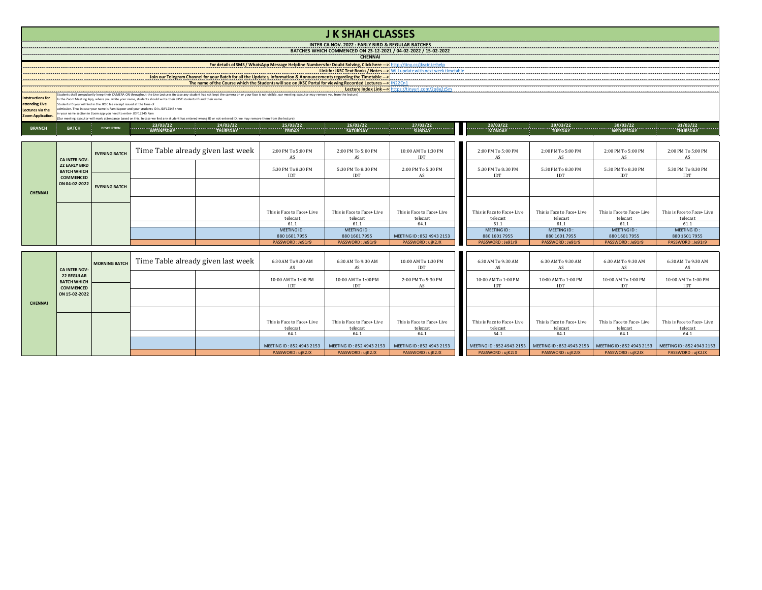# J K SHAH CLASSES

**INTER CA NOV. 2022 : EARLY BIRD & REGULAR BATCHES**

**BATCHES WHICH COMMENCED ON 23-12-2021 / 04-02-2022 / 15-02-2022**

**CHENNAI**

**For details of SMS / WhatsApp Message Helpline Numbers for Doubt Solving, Click here --->** http://tiny.cc/jkscinterhelp

**Link for JKSC Text Books / Notes --->** Will update with next week timetable

**Join our Telegram Channel for your Batch for all the Updates, Information & Announcements regarding the Timetable --->** -

**The name of the Course which the Students will see on JKSC Portal for viewing Recorded Lectures --->** IN22Cn1

**Lecture Index Link --->** https://tinyurl.com/2p8e2z5m

**Intstructions for attending Live Lectures via the Zoom Application.**

Students shall compulsorily keep their CAMERA ON throughout the Live Lectures (in case any student has not kept the camera on or your face is not visible, our meeting executor may remove you from the lecture)
In the Zoom Meeting App, where you write your name, students should write their JKSC students ID and their name.
Students ID you will find in the JKSC fee receipt issued at the time of
admission. Thus in case your name is Ram Kapoor and your students ID is JDF12345 then
in your name section in Zoom app you need to enter- JDF12345 Ram
(Our meeting executor will mark attendance based on this. In case we find any student has entered wrong ID or not entered ID, we may remove them from the lecture)

| BRANCH | BATCH | DESCRIPTION | 23/03/22 WEDNESDAY | 24/03/22 THURSDAY | 25/03/22 FRIDAY | 26/03/22 SATURDAY | 27/03/22 SUNDAY | 28/03/22 MONDAY | 29/03/22 TUESDAY | 30/03/22 WEDNESDAY | 31/03/22 THURSDAY |
|---|---|---|---|---|---|---|---|---|---|---|---|
| CHENNAI | CA INTER NOV-22 EARLY BIRD BATCH WHICH COMMENCED ON 04-02-2022 | EVENING BATCH | Time Table already given last week | | 2:00 PM To 5:00 PM AS | 2:00 PM To 5:00 PM AS | 10:00 AM To 1:30 PM IDT | 2:00 PM To 5:00 PM AS | 2:00 PM To 5:00 PM AS | 2:00 PM To 5:00 PM AS | 2:00 PM To 5:00 PM AS |
| | | | | | 5:30 PM To 8:30 PM IDT | 5:30 PM To 8:30 PM IDT | 2:00 PM To 5:30 PM AS | 5:30 PM To 8:30 PM IDT | 5:30 PM To 8:30 PM IDT | 5:30 PM To 8:30 PM IDT | 5:30 PM To 8:30 PM IDT |
| | | EVENING BATCH | | | | | | | | | |
| | | | | | This is Face to Face+ Live telecast | This is Face to Face+ Live telecast | This is Face to Face+ Live telecast | This is Face to Face+ Live telecast | This is Face to Face+ Live telecast | This is Face to Face+ Live telecast | This is Face to Face+ Live telecast |
| | | | | | 61.1 | 61.1 | 64.1 | 61.1 | 61.1 | 61.1 | 61.1 |
| | | | | | MEETING ID : 880 1601 7955 | MEETING ID : 880 1601 7955 | MEETING ID : 852 4943 2153 | MEETING ID : 880 1601 7955 | MEETING ID : 880 1601 7955 | MEETING ID : 880 1601 7955 | MEETING ID : 880 1601 7955 |
| | | | | | PASSWORD : Je91r9 | PASSWORD : Je91r9 | PASSWORD : ujK2JX | PASSWORD : Je91r9 | PASSWORD : Je91r9 | PASSWORD : Je91r9 | PASSWORD : Je91r9 |

| BRANCH | BATCH | DESCRIPTION | 23/03/22 WEDNESDAY | 24/03/22 THURSDAY | 25/03/22 FRIDAY | 26/03/22 SATURDAY | 27/03/22 SUNDAY | 28/03/22 MONDAY | 29/03/22 TUESDAY | 30/03/22 WEDNESDAY | 31/03/22 THURSDAY |
|---|---|---|---|---|---|---|---|---|---|---|---|
| CHENNAI | CA INTER NOV-22 REGULAR BATCH WHICH COMMENCED ON 15-02-2022 | MORNING BATCH | Time Table already given last week | | 6:30 AM To 9:30 AM AS | 6:30 AM To 9:30 AM AS | 10:00 AM To 1:30 PM IDT | 6:30 AM To 9:30 AM AS | 6:30 AM To 9:30 AM AS | 6:30 AM To 9:30 AM AS | 6:30 AM To 9:30 AM AS |
| | | | | | 10:00 AM To 1:00 PM IDT | 10:00 AM To 1:00 PM IDT | 2:00 PM To 5:30 PM AS | 10:00 AM To 1:00 PM IDT | 10:00 AM To 1:00 PM IDT | 10:00 AM To 1:00 PM IDT | 10:00 AM To 1:00 PM IDT |
| | | | | | | | | | | | |
| | | | | | This is Face to Face+ Live telecast | This is Face to Face+ Live telecast | This is Face to Face+ Live telecast | This is Face to Face+ Live telecast | This is Face to Face+ Live telecast | This is Face to Face+ Live telecast | This is Face to Face+ Live telecast |
| | | | | | 64.1 | 64.1 | 64.1 | 64.1 | 64.1 | 64.1 | 64.1 |
| | | | | | MEETING ID : 852 4943 2153 | MEETING ID : 852 4943 2153 | MEETING ID : 852 4943 2153 | MEETING ID : 852 4943 2153 | MEETING ID : 852 4943 2153 | MEETING ID : 852 4943 2153 | MEETING ID : 852 4943 2153 |
| | | | | | PASSWORD : ujK2JX | PASSWORD : ujK2JX | PASSWORD : ujK2JX | PASSWORD : ujK2JX | PASSWORD : ujK2JX | PASSWORD : ujK2JX | PASSWORD : ujK2JX |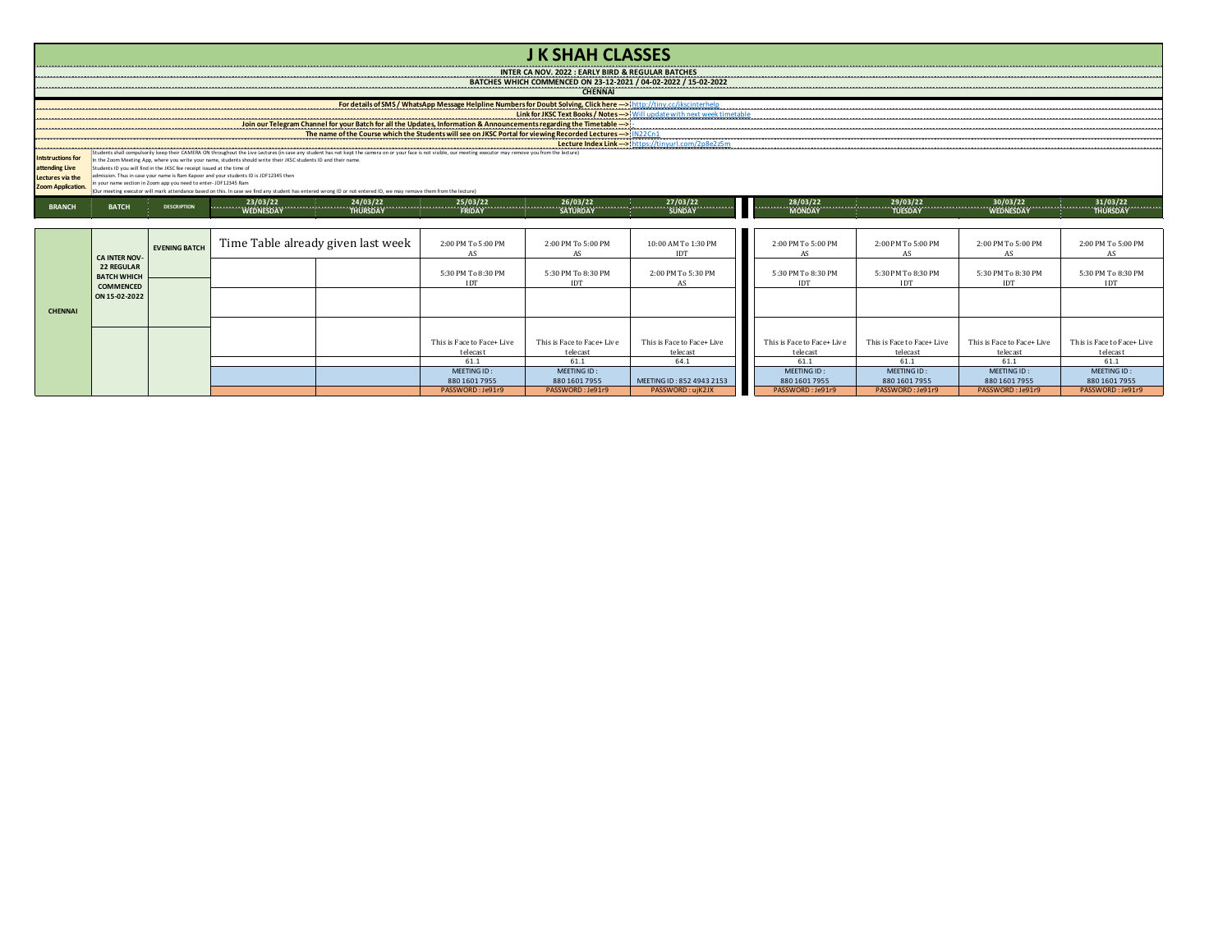# J K SHAH CLASSES

**INTER CA NOV. 2022 : EARLY BIRD & REGULAR BATCHES**

**BATCHES WHICH COMMENCED ON 23-12-2021 / 04-02-2022 / 15-02-2022**

**CHENNAI**

**For details of SMS / WhatsApp Message Helpline Numbers for Doubt Solving, Click here --->** http://tiny.cc/jkscinterhelp

**Link for JKSC Text Books / Notes --->** Will update with next week timetable

**Join our Telegram Channel for your Batch for all the Updates, Information & Announcements regarding the Timetable --->** -

**The name of the Course which the Students will see on JKSC Portal for viewing Recorded Lectures --->** IN22Cn1

**Lecture Index Link --->** https://tinyurl.com/2p8e2z5m

**Intstructions for attending Live Lectures via the Zoom Application.**

Students shall compulsorily keep their CAMERA ON throughout the Live Lectures (in case any student has not kept the camera on or your face is not visible, our meeting executor may remove you from the lecture)
In the Zoom Meeting App, where you write your name, students should write their JKSC students ID and their name.
Students ID you will find in the JKSC fee receipt issued at the time of admission. Thus in case your name is Ram Kapoor and your students ID is JDF12345 then in your name section in Zoom app you need to enter- JDF12345 Ram
(Our meeting executor will mark attendance based on this. In case we find any student has entered wrong ID or not entered ID, we may remove them from the lecture)

| BRANCH | BATCH | DESCRIPTION | 23/03/22 WEDNESDAY | 24/03/22 THURSDAY | 25/03/22 FRIDAY | 26/03/22 SATURDAY | 27/03/22 SUNDAY | 28/03/22 MONDAY | 29/03/22 TUESDAY | 30/03/22 WEDNESDAY | 31/03/22 THURSDAY |
|---|---|---|---|---|---|---|---|---|---|---|---|
| CHENNAI | CA INTER NOV-22 REGULAR BATCH WHICH COMMENCED ON 15-02-2022 | EVENING BATCH | Time Table already given last week | | 2:00 PM To 5:00 PM AS | 2:00 PM To 5:00 PM AS | 10:00 AM To 1:30 PM IDT | 2:00 PM To 5:00 PM AS | 2:00 PM To 5:00 PM AS | 2:00 PM To 5:00 PM AS | 2:00 PM To 5:00 PM AS |
| | | | | | 5:30 PM To 8:30 PM IDT | 5:30 PM To 8:30 PM IDT | 2:00 PM To 5:30 PM AS | 5:30 PM To 8:30 PM IDT | 5:30 PM To 8:30 PM IDT | 5:30 PM To 8:30 PM IDT | 5:30 PM To 8:30 PM IDT |
| | | | | | | | | | | | |
| | | | | | This is Face to Face+ Live telecast | This is Face to Face+ Live telecast | This is Face to Face+ Live telecast | This is Face to Face+ Live telecast | This is Face to Face+ Live telecast | This is Face to Face+ Live telecast | This is Face to Face+ Live telecast |
| | | | | | 61.1 | 61.1 | 64.1 | 61.1 | 61.1 | 61.1 | 61.1 |
| | | | | | MEETING ID : 880 1601 7955 | MEETING ID : 880 1601 7955 | MEETING ID : 852 4943 2153 | MEETING ID : 880 1601 7955 | MEETING ID : 880 1601 7955 | MEETING ID : 880 1601 7955 | MEETING ID : 880 1601 7955 |
| | | | | | PASSWORD : Je91r9 | PASSWORD : Je91r9 | PASSWORD : ujK2JX | PASSWORD : Je91r9 | PASSWORD : Je91r9 | PASSWORD : Je91r9 | PASSWORD : Je91r9 |